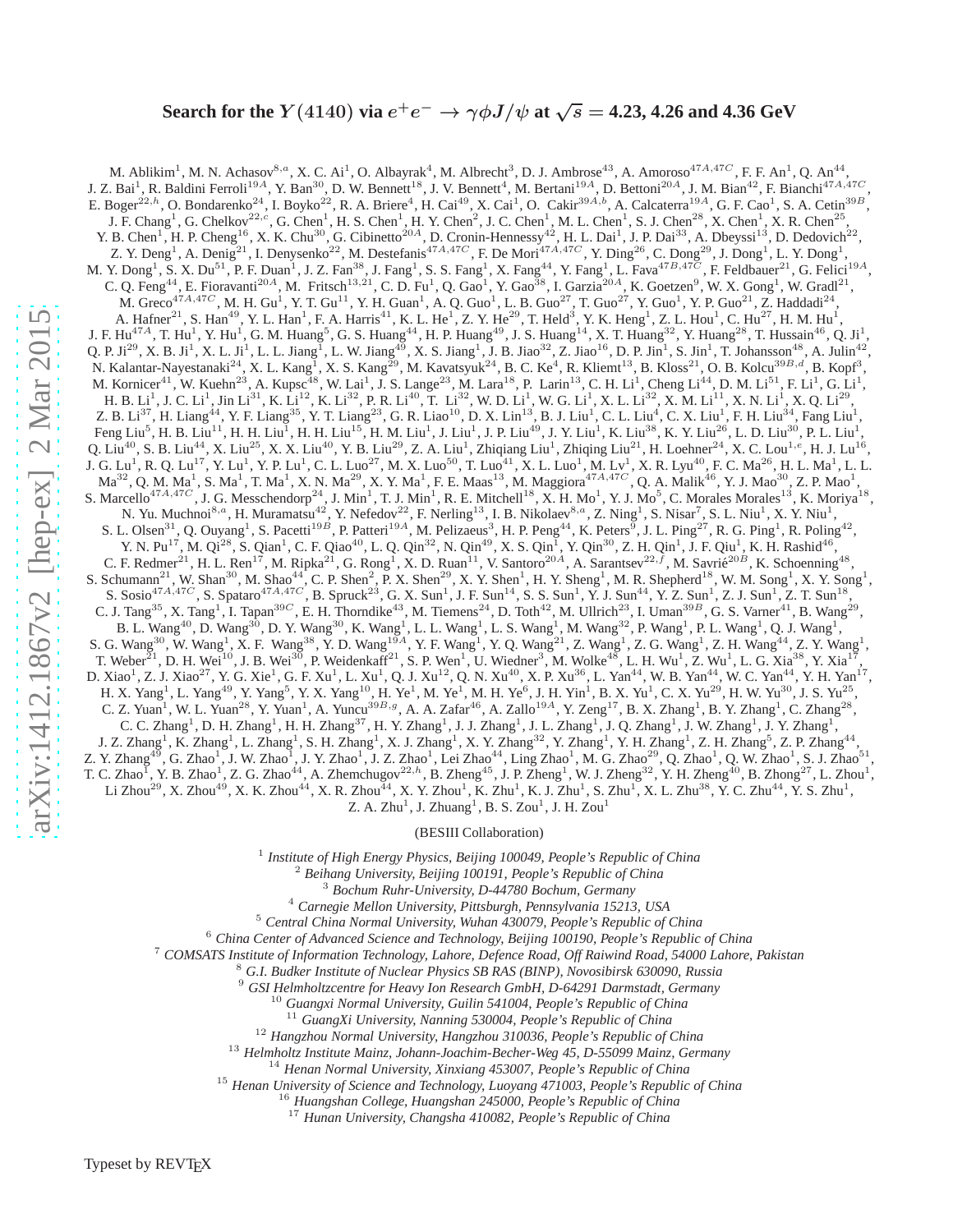# Search for the $Y(4140)$ via $e^+e^- \to \gamma\phi J/\psi$ at $\sqrt{s} = 4.23$, 4.26 and 4.36 GeV

M. Ablikim[1], M. N. Achasov[8,a], X. C. Ai[1], O. Albayrak[4], M. Albrecht[3], D. J. Ambrose[43], A. Amoroso[47A,47C], F. F. An[1], Q. An[44], J. Z. Bai[1], R. Baldini Ferroli[19A], Y. Ban[30], D. W. Bennett[18], J. V. Bennett[4], M. Bertani[19A], D. Bettoni[20A], J. M. Bian[42], F. Bianchi[47A,47C], E. Boger[22,h], O. Bondarenko[24], I. Boyko[22], R. A. Briere[4], H. Cai[49], X. Cai[1], O. Cakir[39A,b], A. Calcaterra[19A], G. F. Cao[1], S. A. Cetin[39B], J. F. Chang[1], G. Chelkov[22,c], G. Chen[1], H. S. Chen[1], H. Y. Chen[2], J. C. Chen[1], M. L. Chen[1], S. J. Chen[28], X. Chen[1], X. R. Chen[25], Y. B. Chen[1], H. P. Cheng[16], X. K. Chu[30], G. Cibinetto[20A], D. Cronin-Hennessy[42], H. L. Dai[1], J. P. Dai[33], A. Dbeyssi[13], D. Dedovich[22], Z. Y. Deng[1], A. Denig[21], I. Denysenko[22], M. Destefanis[47A,47C], F. De Mori[47A,47C], Y. Ding[26], C. Dong[29], J. Dong[1], L. Y. Dong[1], M. Y. Dong[1], S. X. Du[51], P. F. Duan[1], J. Z. Fan[38], J. Fang[1], S. S. Fang[1], X. Fang[44], Y. Fang[1], L. Fava[47B,47C], F. Feldbauer[21], G. Felici[19A], C. Q. Feng[44], E. Fioravanti[20A], M. Fritsch[13,21], C. D. Fu[1], Q. Gao[1], Y. Gao[38], I. Garzia[20A], K. Goetzen[9], W. X. Gong[1], W. Gradl[21], M. Greco[47A,47C], M. H. Gu[1], Y. T. Gu[11], Y. H. Guan[1], A. Q. Guo[1], L. B. Guo[27], T. Guo[27], Y. Guo[1], Y. P. Guo[21], Z. Haddadi[24], A. Hafner[21], S. Han[49], Y. L. Han[1], F. A. Harris[41], K. L. He[1], Z. Y. He[29], T. Held[3], Y. K. Heng[1], Z. L. Hou[1], C. Hu[27], H. M. Hu[1], J. F. Hu[47A], T. Hu[1], Y. Hu[1], G. M. Huang[5], G. S. Huang[44], H. P. Huang[49], J. S. Huang[14], X. T. Huang[32], Y. Huang[28], T. Hussain[46], Q. Ji[1], Q. P. Ji[29], X. B. Ji[1], X. L. Ji[1], L. L. Jiang[1], L. W. Jiang[49], X. S. Jiang[1], J. B. Jiao[32], Z. Jiao[16], D. P. Jin[1], S. Jin[1], T. Johansson[48], A. Julin[42], N. Kalantar-Nayestanaki[24], X. L. Kang[1], X. S. Kang[29], M. Kavatsyuk[24], B. C. Ke[4], R. Kliemt[13], B. Kloss[21], O. B. Kolcu[39B,d], B. Kopf[3], M. Kornicer[41], W. Kuehn[23], A. Kupsc[48], W. Lai[1], J. S. Lange[23], M. Lara[18], P. Larin[13], C. H. Li[1], Cheng Li[44], D. M. Li[51], F. Li[1], G. Li[1], H. B. Li[1], J. C. Li[1], Jin Li[31], K. Li[12], K. Li[32], P. R. Li[40], T. Li[32], W. D. Li[1], W. G. Li[1], X. L. Li[32], X. M. Li[11], X. N. Li[1], X. Q. Li[29], Z. B. Li[37], H. Liang[44], Y. F. Liang[35], Y. T. Liang[23], G. R. Liao[10], D. X. Lin[13], B. J. Liu[1], C. L. Liu[4], C. X. Liu[1], F. H. Liu[34], Fang Liu[1], Feng Liu[5], H. B. Liu[11], H. H. Liu[1], H. H. Liu[15], H. M. Liu[1], J. Liu[1], J. P. Liu[49], J. Y. Liu[1], K. Liu[38], K. Y. Liu[26], L. D. Liu[30], P. L. Liu[1], Q. Liu[40], S. B. Liu[44], X. Liu[25], X. X. Liu[40], Y. B. Liu[29], Z. A. Liu[1], Zhiqiang Liu[1], Zhiqing Liu[21], H. Loehner[24], X. C. Lou[1,e], H. J. Lu[16], J. G. Lu[1], R. Q. Lu[17], Y. Lu[1], Y. P. Lu[1], C. L. Luo[27], M. X. Luo[50], T. Luo[41], X. L. Luo[1], M. Lv[1], X. R. Lyu[40], F. C. Ma[26], H. L. Ma[1], L. L. Ma[32], Q. M. Ma[1], S. Ma[1], T. Ma[1], X. N. Ma[29], X. Y. Ma[1], F. E. Maas[13], M. Maggiora[47A,47C], Q. A. Malik[46], Y. J. Mao[30], Z. P. Mao[1], S. Marcello[47A,47C], J. G. Messchendorp[24], J. Min[1], T. J. Min[1], R. E. Mitchell[18], X. H. Mo[1], Y. J. Mo[5], C. Morales Morales[13], K. Moriya[18], N. Yu. Muchnoi[8,a], H. Muramatsu[42], Y. Nefedov[22], F. Nerling[13], I. B. Nikolaev[8,a], Z. Ning[1], S. Nisar[7], S. L. Niu[1], X. Y. Niu[1], S. L. Olsen[31], Q. Ouyang[1], S. Pacetti[19B], P. Patteri[19A], M. Pelizaeus[3], H. P. Peng[44], K. Peters[9], J. L. Ping[27], R. G. Ping[1], R. Poling[42], Y. N. Pu[17], M. Qi[28], S. Qian[1], C. F. Qiao[40], L. Q. Qin[32], N. Qin[49], X. S. Qin[1], Y. Qin[30], Z. H. Qin[1], J. F. Qiu[1], K. H. Rashid[46], C. F. Redmer[21], H. L. Ren[17], M. Ripka[21], G. Rong[1], X. D. Ruan[11], V. Santoro[20A], A. Sarantsev[22,f], M. Savrié[20B], K. Schoenning[48], S. Schumann[21], W. Shan[30], M. Shao[44], C. P. Shen[2], P. X. Shen[29], X. Y. Shen[1], H. Y. Sheng[1], M. R. Shepherd[18], W. M. Song[1], X. Y. Song[1], S. Sosio[47A,47C], S. Spataro[47A,47C], B. Spruck[23], G. X. Sun[1], J. F. Sun[14], S. S. Sun[1], Y. J. Sun[44], Y. Z. Sun[1], Z. J. Sun[1], Z. T. Sun[18], C. J. Tang[35], X. Tang[1], I. Tapan[39C], E. H. Thorndike[43], M. Tiemens[24], D. Toth[42], M. Ullrich[23], I. Uman[39B], G. S. Varner[41], B. Wang[29], B. L. Wang[40], D. Wang[30], D. Y. Wang[30], K. Wang[1], L. L. Wang[1], L. S. Wang[1], M. Wang[32], P. Wang[1], P. L. Wang[1], Q. J. Wang[1], S. G. Wang[30], W. Wang[1], X. F. Wang[38], Y. D. Wang[19A], Y. F. Wang[1], Y. Q. Wang[21], Z. Wang[1], Z. G. Wang[1], Z. H. Wang[44], Z. Y. Wang[1], T. Weber[21], D. H. Wei[10], J. B. Wei[30], P. Weidenkaff[21], S. P. Wen[1], U. Wiedner[3], M. Wolke[48], L. H. Wu[1], Z. Wu[1], L. G. Xia[38], Y. Xia[17], D. Xiao[1], Z. J. Xiao[27], Y. G. Xie[1], G. F. Xu[1], L. Xu[1], Q. J. Xu[12], Q. N. Xu[40], X. P. Xu[36], L. Yan[44], W. B. Yan[44], W. C. Yan[44], Y. H. Yan[17], H. X. Yang[1], L. Yang[49], Y. Yang[5], Y. X. Yang[10], H. Ye[1], M. Ye[1], M. H. Ye[6], J. H. Yin[1], B. X. Yu[1], C. X. Yu[29], H. W. Yu[30], J. S. Yu[25], C. Z. Yuan[1], W. L. Yuan[28], Y. Yuan[1], A. Yuncu[39B,g], A. A. Zafar[46], A. Zallo[19A], Y. Zeng[17], B. X. Zhang[1], B. Y. Zhang[1], C. Zhang[28], C. C. Zhang[1], D. H. Zhang[1], H. H. Zhang[37], H. Y. Zhang[1], J. J. Zhang[1], J. L. Zhang[1], J. Q. Zhang[1], J. W. Zhang[1], J. Y. Zhang[1], J. Z. Zhang[1], K. Zhang[1], L. Zhang[1], S. H. Zhang[1], X. J. Zhang[1], X. Y. Zhang[32], Y. Zhang[1], Y. H. Zhang[1], Z. H. Zhang[5], Z. P. Zhang[44], Z. Y. Zhang[49], G. Zhao[1], J. W. Zhao[1], J. Y. Zhao[1], J. Z. Zhao[1], Lei Zhao[44], Ling Zhao[1], M. G. Zhao[29], Q. Zhao[1], Q. W. Zhao[1], S. J. Zhao[51], T. C. Zhao[1], Y. B. Zhao[1], Z. G. Zhao[44], A. Zhemchugov[22,h], B. Zheng[45], J. P. Zheng[1], W. J. Zheng[32], Y. H. Zheng[40], B. Zhong[27], L. Zhou[1], Li Zhou[29], X. Zhou[49], X. K. Zhou[44], X. R. Zhou[44], X. Y. Zhou[1], K. Zhu[1], K. J. Zhu[1], S. Zhu[1], X. L. Zhu[38], Y. C. Zhu[44], Y. S. Zhu[1], Z. A. Zhu[1], J. Zhuang[1], B. S. Zou[1], J. H. Zou[1]

(BESIII Collaboration)

[1] *Institute of High Energy Physics, Beijing 100049, People's Republic of China*
[2] *Beihang University, Beijing 100191, People's Republic of China*
[3] *Bochum Ruhr-University, D-44780 Bochum, Germany*
[4] *Carnegie Mellon University, Pittsburgh, Pennsylvania 15213, USA*
[5] *Central China Normal University, Wuhan 430079, People's Republic of China*
[6] *China Center of Advanced Science and Technology, Beijing 100190, People's Republic of China*
[7] *COMSATS Institute of Information Technology, Lahore, Defence Road, Off Raiwind Road, 54000 Lahore, Pakistan*
[8] *G.I. Budker Institute of Nuclear Physics SB RAS (BINP), Novosibirsk 630090, Russia*
[9] *GSI Helmholtzcentre for Heavy Ion Research GmbH, D-64291 Darmstadt, Germany*
[10] *Guangxi Normal University, Guilin 541004, People's Republic of China*
[11] *GuangXi University, Nanning 530004, People's Republic of China*
[12] *Hangzhou Normal University, Hangzhou 310036, People's Republic of China*
[13] *Helmholtz Institute Mainz, Johann-Joachim-Becher-Weg 45, D-55099 Mainz, Germany*
[14] *Henan Normal University, Xinxiang 453007, People's Republic of China*
[15] *Henan University of Science and Technology, Luoyang 471003, People's Republic of China*
[16] *Huangshan College, Huangshan 245000, People's Republic of China*
[17] *Hunan University, Changsha 410082, People's Republic of China*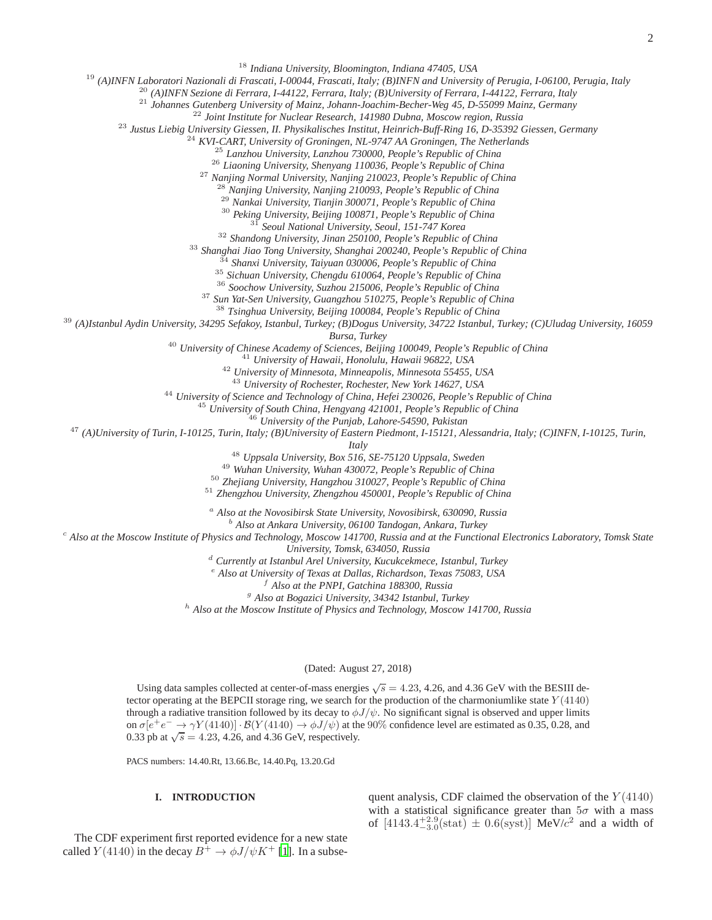[18] *Indiana University, Bloomington, Indiana 47405, USA*
[19] *(A)INFN Laboratori Nazionali di Frascati, I-00044, Frascati, Italy; (B)INFN and University of Perugia, I-06100, Perugia, Italy*
[20] *(A)INFN Sezione di Ferrara, I-44122, Ferrara, Italy; (B)University of Ferrara, I-44122, Ferrara, Italy*
[21] *Johannes Gutenberg University of Mainz, Johann-Joachim-Becher-Weg 45, D-55099 Mainz, Germany*
[22] *Joint Institute for Nuclear Research, 141980 Dubna, Moscow region, Russia*
[23] *Justus Liebig University Giessen, II. Physikalisches Institut, Heinrich-Buff-Ring 16, D-35392 Giessen, Germany*
[24] *KVI-CART, University of Groningen, NL-9747 AA Groningen, The Netherlands*
[25] *Lanzhou University, Lanzhou 730000, People's Republic of China*
[26] *Liaoning University, Shenyang 110036, People's Republic of China*
[27] *Nanjing Normal University, Nanjing 210023, People's Republic of China*
[28] *Nanjing University, Nanjing 210093, People's Republic of China*
[29] *Nankai University, Tianjin 300071, People's Republic of China*
[30] *Peking University, Beijing 100871, People's Republic of China*
[31] *Seoul National University, Seoul, 151-747 Korea*
[32] *Shandong University, Jinan 250100, People's Republic of China*
[33] *Shanghai Jiao Tong University, Shanghai 200240, People's Republic of China*
[34] *Shanxi University, Taiyuan 030006, People's Republic of China*
[35] *Sichuan University, Chengdu 610064, People's Republic of China*
[36] *Soochow University, Suzhou 215006, People's Republic of China*
[37] *Sun Yat-Sen University, Guangzhou 510275, People's Republic of China*
[38] *Tsinghua University, Beijing 100084, People's Republic of China*
[39] *(A)Istanbul Aydin University, 34295 Sefakoy, Istanbul, Turkey; (B)Dogus University, 34722 Istanbul, Turkey; (C)Uludag University, 16059 Bursa, Turkey*
[40] *University of Chinese Academy of Sciences, Beijing 100049, People's Republic of China*
[41] *University of Hawaii, Honolulu, Hawaii 96822, USA*
[42] *University of Minnesota, Minneapolis, Minnesota 55455, USA*
[43] *University of Rochester, Rochester, New York 14627, USA*
[44] *University of Science and Technology of China, Hefei 230026, People's Republic of China*
[45] *University of South China, Hengyang 421001, People's Republic of China*
[46] *University of the Punjab, Lahore-54590, Pakistan*
[47] *(A)University of Turin, I-10125, Turin, Italy; (B)University of Eastern Piedmont, I-15121, Alessandria, Italy; (C)INFN, I-10125, Turin, Italy*
[48] *Uppsala University, Box 516, SE-75120 Uppsala, Sweden*
[49] *Wuhan University, Wuhan 430072, People's Republic of China*
[50] *Zhejiang University, Hangzhou 310027, People's Republic of China*
[51] *Zhengzhou University, Zhengzhou 450001, People's Republic of China*

[a] *Also at the Novosibirsk State University, Novosibirsk, 630090, Russia*
[b] *Also at Ankara University, 06100 Tandogan, Ankara, Turkey*
[c] *Also at the Moscow Institute of Physics and Technology, Moscow 141700, Russia and at the Functional Electronics Laboratory, Tomsk State University, Tomsk, 634050, Russia*
[d] *Currently at Istanbul Arel University, Kucukcekmece, Istanbul, Turkey*
[e] *Also at University of Texas at Dallas, Richardson, Texas 75083, USA*
[f] *Also at the PNPI, Gatchina 188300, Russia*
[g] *Also at Bogazici University, 34342 Istanbul, Turkey*
[h] *Also at the Moscow Institute of Physics and Technology, Moscow 141700, Russia*

(Dated: August 27, 2018)

Using data samples collected at center-of-mass energies $\sqrt{s} = 4.23$, 4.26, and 4.36 GeV with the BESIII detector operating at the BEPCII storage ring, we search for the production of the charmoniumlike state $Y(4140)$ through a radiative transition followed by its decay to $\phi J/\psi$. No significant signal is observed and upper limits on $\sigma[e^+e^- \to \gamma Y(4140)] \cdot \mathcal{B}(Y(4140) \to \phi J/\psi)$ at the 90% confidence level are estimated as 0.35, 0.28, and 0.33 pb at $\sqrt{s} = 4.23$, 4.26, and 4.36 GeV, respectively.

PACS numbers: 14.40.Rt, 13.66.Bc, 14.40.Pq, 13.20.Gd

## I. INTRODUCTION

The CDF experiment first reported evidence for a new state called $Y(4140)$ in the decay $B^+ \to \phi J/\psi K^+$ [1]. In a subsequent analysis, CDF claimed the observation of the $Y(4140)$ with a statistical significance greater than $5\sigma$ with a mass of $[4143.4^{+2.9}_{-3.0}(\mathrm{stat}) \pm 0.6(\mathrm{syst})]$ MeV/$c^2$ and a width of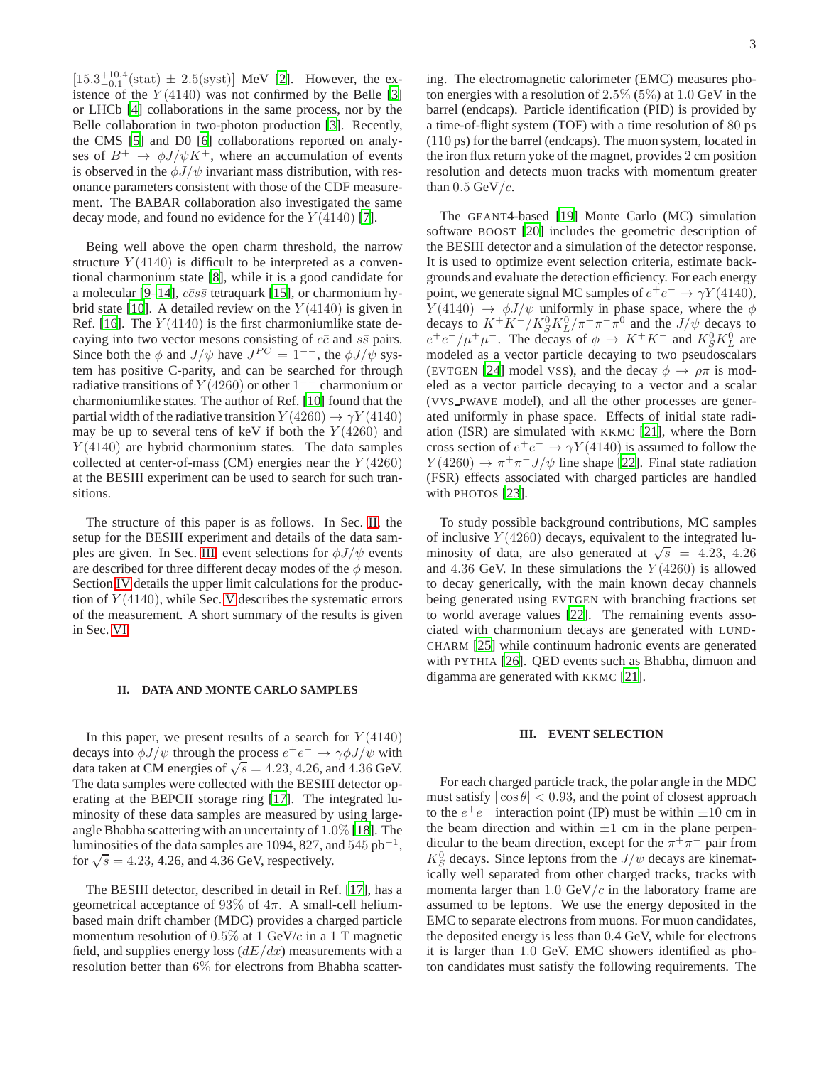$[15.3^{+10.4}_{-0.1}(\text{stat}) \pm 2.5(\text{syst})]$ MeV [2]. However, the existence of the $Y(4140)$ was not confirmed by the Belle [3] or LHCb [4] collaborations in the same process, nor by the Belle collaboration in two-photon production [3]. Recently, the CMS [5] and D0 [6] collaborations reported on analyses of $B^+ \to \phi J/\psi K^+$, where an accumulation of events is observed in the $\phi J/\psi$ invariant mass distribution, with resonance parameters consistent with those of the CDF measurement. The BABAR collaboration also investigated the same decay mode, and found no evidence for the $Y(4140)$ [7].

Being well above the open charm threshold, the narrow structure $Y(4140)$ is difficult to be interpreted as a conventional charmonium state [8], while it is a good candidate for a molecular [9–14], $c\bar{c}s\bar{s}$ tetraquark [15], or charmonium hybrid state [10]. A detailed review on the $Y(4140)$ is given in Ref. [16]. The $Y(4140)$ is the first charmoniumlike state decaying into two vector mesons consisting of $c\bar{c}$ and $s\bar{s}$ pairs. Since both the $\phi$ and $J/\psi$ have $J^{PC} = 1^{--}$, the $\phi J/\psi$ system has positive C-parity, and can be searched for through radiative transitions of $Y(4260)$ or other $1^{--}$ charmonium or charmoniumlike states. The author of Ref. [10] found that the partial width of the radiative transition $Y(4260) \to \gamma Y(4140)$ may be up to several tens of keV if both the $Y(4260)$ and $Y(4140)$ are hybrid charmonium states. The data samples collected at center-of-mass (CM) energies near the $Y(4260)$ at the BESIII experiment can be used to search for such transitions.

The structure of this paper is as follows. In Sec. II, the setup for the BESIII experiment and details of the data samples are given. In Sec. III, event selections for $\phi J/\psi$ events are described for three different decay modes of the $\phi$ meson. Section IV details the upper limit calculations for the production of $Y(4140)$, while Sec. V describes the systematic errors of the measurement. A short summary of the results is given in Sec. VI.

## II. DATA AND MONTE CARLO SAMPLES

In this paper, we present results of a search for $Y(4140)$ decays into $\phi J/\psi$ through the process $e^+e^- \to \gamma\phi J/\psi$ with data taken at CM energies of $\sqrt{s} = 4.23$, 4.26, and 4.36 GeV. The data samples were collected with the BESIII detector operating at the BEPCII storage ring [17]. The integrated luminosity of these data samples are measured by using large-angle Bhabha scattering with an uncertainty of 1.0% [18]. The luminosities of the data samples are 1094, 827, and 545 pb$^{-1}$, for $\sqrt{s} = 4.23$, 4.26, and 4.36 GeV, respectively.

The BESIII detector, described in detail in Ref. [17], has a geometrical acceptance of 93% of $4\pi$. A small-cell helium-based main drift chamber (MDC) provides a charged particle momentum resolution of 0.5% at 1 GeV/$c$ in a 1 T magnetic field, and supplies energy loss ($dE/dx$) measurements with a resolution better than 6% for electrons from Bhabha scattering. The electromagnetic calorimeter (EMC) measures photon energies with a resolution of 2.5% (5%) at 1.0 GeV in the barrel (endcaps). Particle identification (PID) is provided by a time-of-flight system (TOF) with a time resolution of 80 ps (110 ps) for the barrel (endcaps). The muon system, located in the iron flux return yoke of the magnet, provides 2 cm position resolution and detects muon tracks with momentum greater than 0.5 GeV/$c$.

The GEANT4-based [19] Monte Carlo (MC) simulation software BOOST [20] includes the geometric description of the BESIII detector and a simulation of the detector response. It is used to optimize event selection criteria, estimate backgrounds and evaluate the detection efficiency. For each energy point, we generate signal MC samples of $e^+e^- \to \gamma Y(4140)$, $Y(4140) \to \phi J/\psi$ uniformly in phase space, where the $\phi$ decays to $K^+K^-/K^0_S K^0_L/\pi^+\pi^-\pi^0$ and the $J/\psi$ decays to $e^+e^-/\mu^+\mu^-$. The decays of $\phi \to K^+K^-$ and $K^0_S K^0_L$ are modeled as a vector particle decaying to two pseudoscalars (EVTGEN [24] model VSS), and the decay $\phi \to \rho\pi$ is modeled as a vector particle decaying to a vector and a scalar (VVS_PWAVE model), and all the other processes are generated uniformly in phase space. Effects of initial state radiation (ISR) are simulated with KKMC [21], where the Born cross section of $e^+e^- \to \gamma Y(4140)$ is assumed to follow the $Y(4260) \to \pi^+\pi^- J/\psi$ line shape [22]. Final state radiation (FSR) effects associated with charged particles are handled with PHOTOS [23].

To study possible background contributions, MC samples of inclusive $Y(4260)$ decays, equivalent to the integrated luminosity of data, are also generated at $\sqrt{s} = 4.23$, 4.26 and 4.36 GeV. In these simulations the $Y(4260)$ is allowed to decay generically, with the main known decay channels being generated using EVTGEN with branching fractions set to world average values [22]. The remaining events associated with charmonium decays are generated with LUNDCHARM [25] while continuum hadronic events are generated with PYTHIA [26]. QED events such as Bhabha, dimuon and digamma are generated with KKMC [21].

## III. EVENT SELECTION

For each charged particle track, the polar angle in the MDC must satisfy $|\cos\theta| < 0.93$, and the point of closest approach to the $e^+e^-$ interaction point (IP) must be within $\pm 10$ cm in the beam direction and within $\pm 1$ cm in the plane perpendicular to the beam direction, except for the $\pi^+\pi^-$ pair from $K^0_S$ decays. Since leptons from the $J/\psi$ decays are kinematically well separated from other charged tracks, tracks with momenta larger than 1.0 GeV/$c$ in the laboratory frame are assumed to be leptons. We use the energy deposited in the EMC to separate electrons from muons. For muon candidates, the deposited energy is less than 0.4 GeV, while for electrons it is larger than 1.0 GeV. EMC showers identified as photon candidates must satisfy the following requirements. The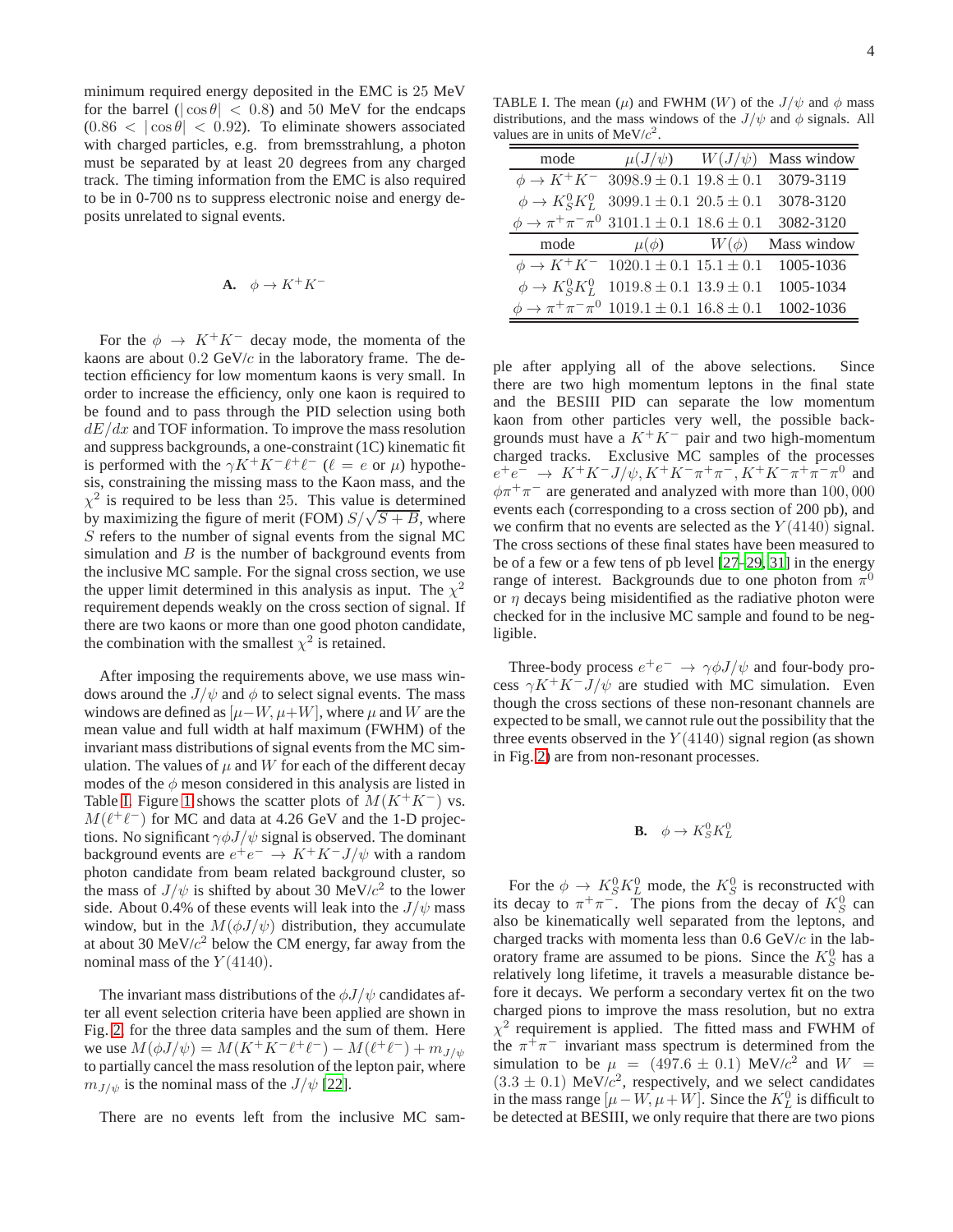minimum required energy deposited in the EMC is 25 MeV for the barrel ($|\cos\theta| < 0.8$) and 50 MeV for the endcaps ($0.86 < |\cos\theta| < 0.92$). To eliminate showers associated with charged particles, e.g. from bremsstrahlung, a photon must be separated by at least 20 degrees from any charged track. The timing information from the EMC is also required to be in 0-700 ns to suppress electronic noise and energy deposits unrelated to signal events.

### A. $\phi \to K^+K^-$

For the $\phi \to K^+K^-$ decay mode, the momenta of the kaons are about 0.2 GeV/$c$ in the laboratory frame. The detection efficiency for low momentum kaons is very small. In order to increase the efficiency, only one kaon is required to be found and to pass through the PID selection using both $dE/dx$ and TOF information. To improve the mass resolution and suppress backgrounds, a one-constraint (1C) kinematic fit is performed with the $\gamma K^+K^-\ell^+\ell^-$ ($\ell = e$ or $\mu$) hypothesis, constraining the missing mass to the Kaon mass, and the $\chi^2$ is required to be less than 25. This value is determined by maximizing the figure of merit (FOM) $S/\sqrt{S+B}$, where $S$ refers to the number of signal events from the signal MC simulation and $B$ is the number of background events from the inclusive MC sample. For the signal cross section, we use the upper limit determined in this analysis as input. The $\chi^2$ requirement depends weakly on the cross section of signal. If there are two kaons or more than one good photon candidate, the combination with the smallest $\chi^2$ is retained.

After imposing the requirements above, we use mass windows around the $J/\psi$ and $\phi$ to select signal events. The mass windows are defined as $[\mu-W, \mu+W]$, where $\mu$ and $W$ are the mean value and full width at half maximum (FWHM) of the invariant mass distributions of signal events from the MC simulation. The values of $\mu$ and $W$ for each of the different decay modes of the $\phi$ meson considered in this analysis are listed in Table I. Figure 1 shows the scatter plots of $M(K^+K^-)$ vs. $M(\ell^+\ell^-)$ for MC and data at 4.26 GeV and the 1-D projections. No significant $\gamma\phi J/\psi$ signal is observed. The dominant background events are $e^+e^- \to K^+K^-J/\psi$ with a random photon candidate from beam related background cluster, so the mass of $J/\psi$ is shifted by about 30 MeV/$c^2$ to the lower side. About 0.4% of these events will leak into the $J/\psi$ mass window, but in the $M(\phi J/\psi)$ distribution, they accumulate at about 30 MeV/$c^2$ below the CM energy, far away from the nominal mass of the $Y(4140)$.

The invariant mass distributions of the $\phi J/\psi$ candidates after all event selection criteria have been applied are shown in Fig. 2, for the three data samples and the sum of them. Here we use $M(\phi J/\psi) = M(K^+K^-\ell^+\ell^-) - M(\ell^+\ell^-) + m_{J/\psi}$ to partially cancel the mass resolution of the lepton pair, where $m_{J/\psi}$ is the nominal mass of the $J/\psi$ [22].

There are no events left from the inclusive MC sample after applying all of the above selections. Since there are two high momentum leptons in the final state and the BESIII PID can separate the low momentum kaon from other particles very well, the possible backgrounds must have a $K^+K^-$ pair and two high-momentum charged tracks. Exclusive MC samples of the processes $e^+e^- \to K^+K^-J/\psi, K^+K^-\pi^+\pi^-, K^+K^-\pi^+\pi^-\pi^0$ and $\phi\pi^+\pi^-$ are generated and analyzed with more than 100,000 events each (corresponding to a cross section of 200 pb), and we confirm that no events are selected as the $Y(4140)$ signal. The cross sections of these final states have been measured to be of a few or a few tens of pb level [27–29, 31] in the energy range of interest. Backgrounds due to one photon from $\pi^0$ or $\eta$ decays being misidentified as the radiative photon were checked for in the inclusive MC sample and found to be negligible.

Three-body process $e^+e^- \to \gamma\phi J/\psi$ and four-body process $\gamma K^+K^-J/\psi$ are studied with MC simulation. Even though the cross sections of these non-resonant channels are expected to be small, we cannot rule out the possibility that the three events observed in the $Y(4140)$ signal region (as shown in Fig. 2) are from non-resonant processes.

TABLE I. The mean ($\mu$) and FWHM ($W$) of the $J/\psi$ and $\phi$ mass distributions, and the mass windows of the $J/\psi$ and $\phi$ signals. All values are in units of MeV/$c^2$.

| mode | $\mu(J/\psi)$ | $W(J/\psi)$ | Mass window |
|---|---|---|---|
| $\phi \to K^+K^-$ | $3098.9 \pm 0.1$ | $19.8 \pm 0.1$ | 3079-3119 |
| $\phi \to K^0_SK^0_L$ | $3099.1 \pm 0.1$ | $20.5 \pm 0.1$ | 3078-3120 |
| $\phi \to \pi^+\pi^-\pi^0$ | $3101.1 \pm 0.1$ | $18.6 \pm 0.1$ | 3082-3120 |
| mode | $\mu(\phi)$ | $W(\phi)$ | Mass window |
| $\phi \to K^+K^-$ | $1020.1 \pm 0.1$ | $15.1 \pm 0.1$ | 1005-1036 |
| $\phi \to K^0_SK^0_L$ | $1019.8 \pm 0.1$ | $13.9 \pm 0.1$ | 1005-1034 |
| $\phi \to \pi^+\pi^-\pi^0$ | $1019.1 \pm 0.1$ | $16.8 \pm 0.1$ | 1002-1036 |

### B. $\phi \to K^0_SK^0_L$

For the $\phi \to K^0_SK^0_L$ mode, the $K^0_S$ is reconstructed with its decay to $\pi^+\pi^-$. The pions from the decay of $K^0_S$ can also be kinematically well separated from the leptons, and charged tracks with momenta less than 0.6 GeV/$c$ in the laboratory frame are assumed to be pions. Since the $K^0_S$ has a relatively long lifetime, it travels a measurable distance before it decays. We perform a secondary vertex fit on the two charged pions to improve the mass resolution, but no extra $\chi^2$ requirement is applied. The fitted mass and FWHM of the $\pi^+\pi^-$ invariant mass spectrum is determined from the simulation to be $\mu = (497.6 \pm 0.1)$ MeV/$c^2$ and $W = (3.3 \pm 0.1)$ MeV/$c^2$, respectively, and we select candidates in the mass range $[\mu - W, \mu + W]$. Since the $K^0_L$ is difficult to be detected at BESIII, we only require that there are two pions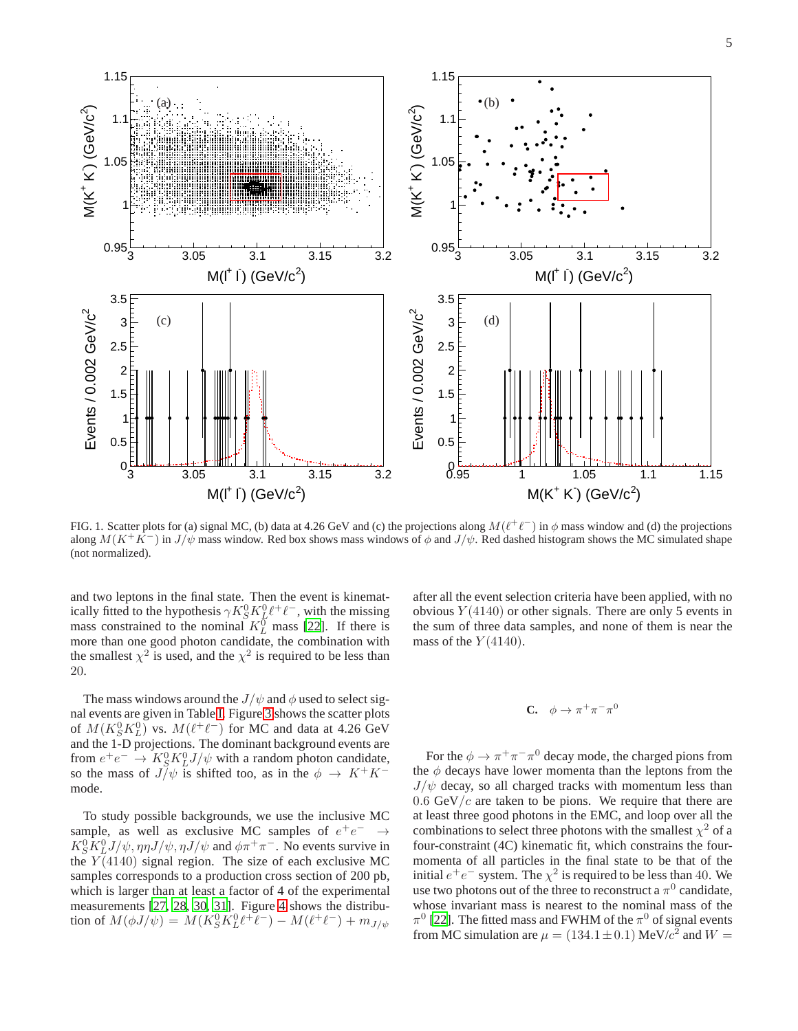FIG. 1. Scatter plots for (a) signal MC, (b) data at 4.26 GeV and (c) the projections along $M(\ell^+\ell^-)$ in $\phi$ mass window and (d) the projections along $M(K^+K^-)$ in $J/\psi$ mass window. Red box shows mass windows of $\phi$ and $J/\psi$. Red dashed histogram shows the MC simulated shape (not normalized).

and two leptons in the final state. Then the event is kinematically fitted to the hypothesis $\gamma K_S^0 K_L^0 \ell^+\ell^-$, with the missing mass constrained to the nominal $K_L^0$ mass [22]. If there is more than one good photon candidate, the combination with the smallest $\chi^2$ is used, and the $\chi^2$ is required to be less than 20.

The mass windows around the $J/\psi$ and $\phi$ used to select signal events are given in Table I. Figure 3 shows the scatter plots of $M(K_S^0 K_L^0)$ vs. $M(\ell^+\ell^-)$ for MC and data at 4.26 GeV and the 1-D projections. The dominant background events are from $e^+e^- \to K_S^0 K_L^0 J/\psi$ with a random photon candidate, so the mass of $J/\psi$ is shifted too, as in the $\phi \to K^+K^-$ mode.

To study possible backgrounds, we use the inclusive MC sample, as well as exclusive MC samples of $e^+e^- \to K_S^0 K_L^0 J/\psi, \eta\eta J/\psi, \eta J/\psi$ and $\phi\pi^+\pi^-$. No events survive in the $Y(4140)$ signal region. The size of each exclusive MC samples corresponds to a production cross section of 200 pb, which is larger than at least a factor of 4 of the experimental measurements [27, 28, 30, 31]. Figure 4 shows the distribution of $M(\phi J/\psi) = M(K_S^0 K_L^0 \ell^+\ell^-) - M(\ell^+\ell^-) + m_{J/\psi}$ after all the event selection criteria have been applied, with no obvious $Y(4140)$ or other signals. There are only 5 events in the sum of three data samples, and none of them is near the mass of the $Y(4140)$.

### C. $\phi \to \pi^+\pi^-\pi^0$

For the $\phi \to \pi^+\pi^-\pi^0$ decay mode, the charged pions from the $\phi$ decays have lower momenta than the leptons from the $J/\psi$ decay, so all charged tracks with momentum less than $0.6$ GeV/$c$ are taken to be pions. We require that there are at least three good photons in the EMC, and loop over all the combinations to select three photons with the smallest $\chi^2$ of a four-constraint (4C) kinematic fit, which constrains the four-momenta of all particles in the final state to be that of the initial $e^+e^-$ system. The $\chi^2$ is required to be less than 40. We use two photons out of the three to reconstruct a $\pi^0$ candidate, whose invariant mass is nearest to the nominal mass of the $\pi^0$ [22]. The fitted mass and FWHM of the $\pi^0$ of signal events from MC simulation are $\mu = (134.1 \pm 0.1)$ MeV/$c^2$ and $W =$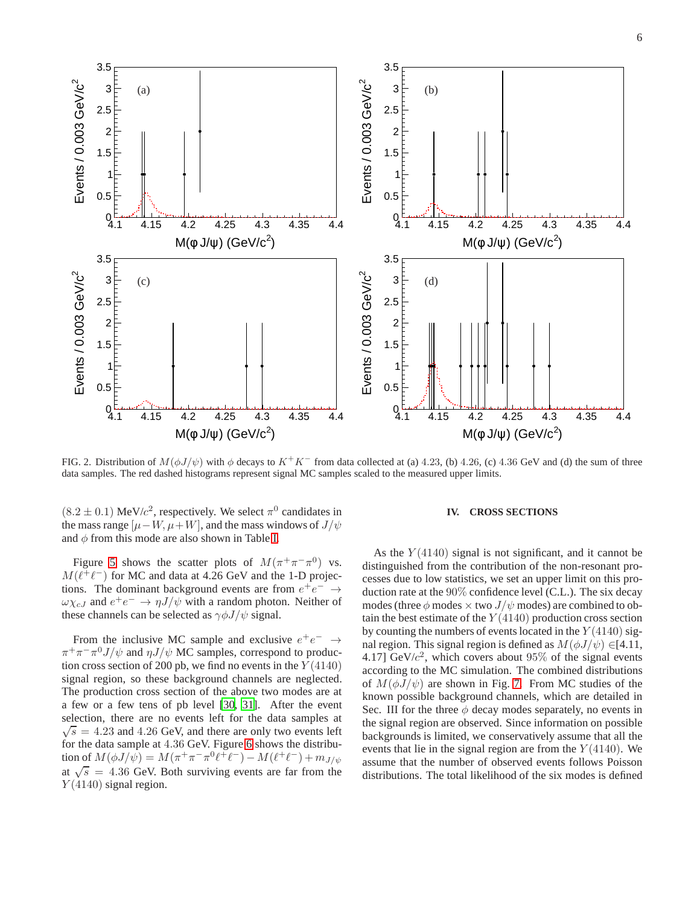FIG. 2. Distribution of $M(\phi J/\psi)$ with $\phi$ decays to $K^+K^-$ from data collected at (a) 4.23, (b) 4.26, (c) 4.36 GeV and (d) the sum of three data samples. The red dashed histograms represent signal MC samples scaled to the measured upper limits.

$(8.2 \pm 0.1)$ MeV/$c^2$, respectively. We select $\pi^0$ candidates in the mass range $[\mu - W, \mu + W]$, and the mass windows of $J/\psi$ and $\phi$ from this mode are also shown in Table I.

Figure 5 shows the scatter plots of $M(\pi^+\pi^-\pi^0)$ vs. $M(\ell^+\ell^-)$ for MC and data at 4.26 GeV and the 1-D projections. The dominant background events are from $e^+e^- \to \omega\chi_{cJ}$ and $e^+e^- \to \eta J/\psi$ with a random photon. Neither of these channels can be selected as $\gamma\phi J/\psi$ signal.

From the inclusive MC sample and exclusive $e^+e^- \to \pi^+\pi^-\pi^0 J/\psi$ and $\eta J/\psi$ MC samples, correspond to production cross section of 200 pb, we find no events in the $Y(4140)$ signal region, so these background channels are neglected. The production cross section of the above two modes are at a few or a few tens of pb level [30, 31]. After the event selection, there are no events left for the data samples at $\sqrt{s} = 4.23$ and 4.26 GeV, and there are only two events left for the data sample at 4.36 GeV. Figure 6 shows the distribution of $M(\phi J/\psi) = M(\pi^+\pi^-\pi^0\ell^+\ell^-) - M(\ell^+\ell^-) + m_{J/\psi}$ at $\sqrt{s} = 4.36$ GeV. Both surviving events are far from the $Y(4140)$ signal region.

## IV. CROSS SECTIONS

As the $Y(4140)$ signal is not significant, and it cannot be distinguished from the contribution of the non-resonant processes due to low statistics, we set an upper limit on this production rate at the 90% confidence level (C.L.). The six decay modes (three $\phi$ modes $\times$ two $J/\psi$ modes) are combined to obtain the best estimate of the $Y(4140)$ production cross section by counting the numbers of events located in the $Y(4140)$ signal region. This signal region is defined as $M(\phi J/\psi) \in$[4.11, 4.17] GeV/$c^2$, which covers about 95% of the signal events according to the MC simulation. The combined distributions of $M(\phi J/\psi)$ are shown in Fig. 7. From MC studies of the known possible background channels, which are detailed in Sec. III for the three $\phi$ decay modes separately, no events in the signal region are observed. Since information on possible backgrounds is limited, we conservatively assume that all the events that lie in the signal region are from the $Y(4140)$. We assume that the number of observed events follows Poisson distributions. The total likelihood of the six modes is defined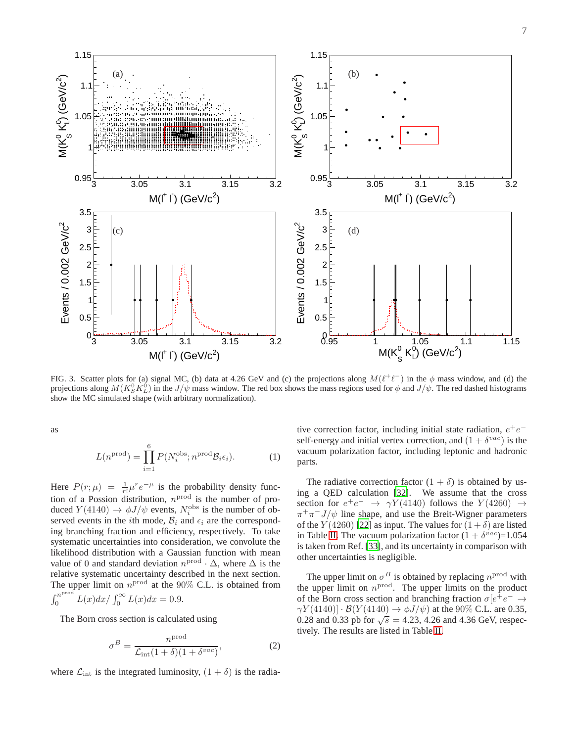FIG. 3. Scatter plots for (a) signal MC, (b) data at 4.26 GeV and (c) the projections along $M(\ell^+\ell^-)$ in the $\phi$ mass window, and (d) the projections along $M(K^0_S K^0_L)$ in the $J/\psi$ mass window. The red box shows the mass regions used for $\phi$ and $J/\psi$. The red dashed histograms show the MC simulated shape (with arbitrary normalization).

as

$$L(n^{\rm prod}) = \prod_{i=1}^{6} P(N_i^{\rm obs}; n^{\rm prod}\mathcal{B}_i\epsilon_i). \quad (1)$$

Here $P(r;\mu) = \frac{1}{r!}\mu^r e^{-\mu}$ is the probability density function of a Possion distribution, $n^{\rm prod}$ is the number of produced $Y(4140) \to \phi J/\psi$ events, $N_i^{\rm obs}$ is the number of observed events in the $i$th mode, $\mathcal{B}_i$ and $\epsilon_i$ are the corresponding branching fraction and efficiency, respectively. To take systematic uncertainties into consideration, we convolute the likelihood distribution with a Gaussian function with mean value of 0 and standard deviation $n^{\rm prod} \cdot \Delta$, where $\Delta$ is the relative systematic uncertainty described in the next section. The upper limit on $n^{\rm prod}$ at the 90% C.L. is obtained from $\int_0^{n^{\rm prod}} L(x)dx / \int_0^{\infty} L(x)dx = 0.9$.

The Born cross section is calculated using

$$\sigma^B = \frac{n^{\rm prod}}{\mathcal{L}_{\rm int}(1+\delta)(1+\delta^{vac})}, \quad (2)$$

where $\mathcal{L}_{\rm int}$ is the integrated luminosity, $(1+\delta)$ is the radiative correction factor, including initial state radiation, $e^+e^-$ self-energy and initial vertex correction, and $(1+\delta^{vac})$ is the vacuum polarization factor, including leptonic and hadronic parts.

The radiative correction factor $(1+\delta)$ is obtained by using a QED calculation [32]. We assume that the cross section for $e^+e^- \to \gamma Y(4140)$ follows the $Y(4260) \to \pi^+\pi^- J/\psi$ line shape, and use the Breit-Wigner parameters of the $Y(4260)$ [22] as input. The values for $(1+\delta)$ are listed in Table II. The vacuum polarization factor $(1+\delta^{vac})$=1.054 is taken from Ref. [33], and its uncertainty in comparison with other uncertainties is negligible.

The upper limit on $\sigma^B$ is obtained by replacing $n^{\rm prod}$ with the upper limit on $n^{\rm prod}$. The upper limits on the product of the Born cross section and branching fraction $\sigma[e^+e^- \to \gamma Y(4140)] \cdot \mathcal{B}(Y(4140) \to \phi J/\psi)$ at the 90% C.L. are 0.35, 0.28 and 0.33 pb for $\sqrt{s} = 4.23$, 4.26 and 4.36 GeV, respectively. The results are listed in Table II.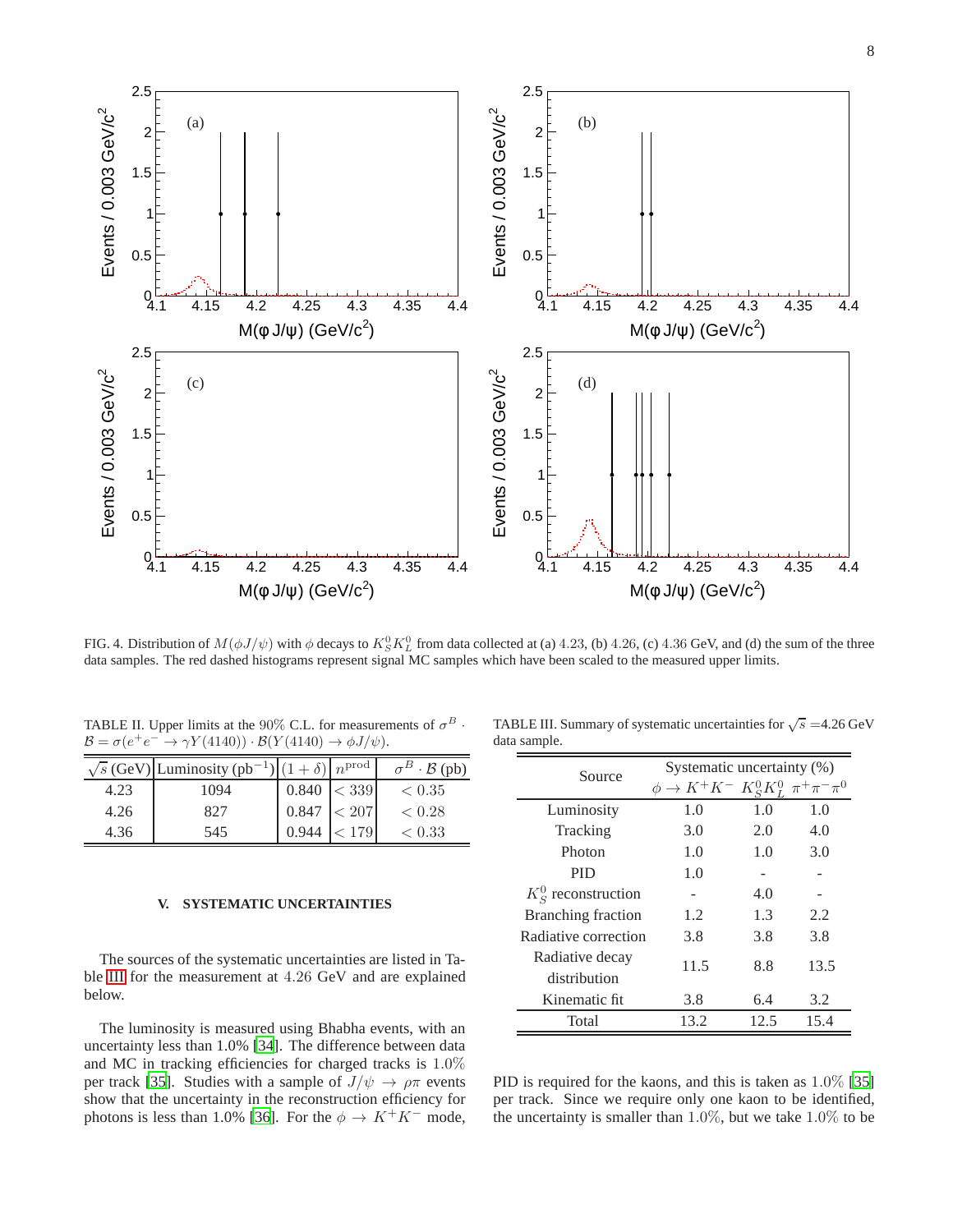FIG. 4. Distribution of $M(\phi J/\psi)$ with $\phi$ decays to $K_S^0 K_L^0$ from data collected at (a) 4.23, (b) 4.26, (c) 4.36 GeV, and (d) the sum of the three data samples. The red dashed histograms represent signal MC samples which have been scaled to the measured upper limits.

TABLE II. Upper limits at the 90% C.L. for measurements of $\sigma^B \cdot \mathcal{B} = \sigma(e^+e^- \to \gamma Y(4140)) \cdot \mathcal{B}(Y(4140) \to \phi J/\psi)$.

| $\sqrt{s}$ (GeV) | Luminosity (pb$^{-1}$) | $(1+\delta)$ | $n^{\rm prod}$ | $\sigma^B \cdot \mathcal{B}$ (pb) |
|---|---|---|---|---|
| 4.23 | 1094 | 0.840 | $< 339$ | $< 0.35$ |
| 4.26 | 827 | 0.847 | $< 207$ | $< 0.28$ |
| 4.36 | 545 | 0.944 | $< 179$ | $< 0.33$ |

## V. SYSTEMATIC UNCERTAINTIES

The sources of the systematic uncertainties are listed in Table III for the measurement at 4.26 GeV and are explained below.

The luminosity is measured using Bhabha events, with an uncertainty less than 1.0% [34]. The difference between data and MC in tracking efficiencies for charged tracks is 1.0% per track [35]. Studies with a sample of $J/\psi \to \rho\pi$ events show that the uncertainty in the reconstruction efficiency for photons is less than 1.0% [36]. For the $\phi \to K^+K^-$ mode, PID is required for the kaons, and this is taken as 1.0% [35] per track. Since we require only one kaon to be identified, the uncertainty is smaller than 1.0%, but we take 1.0% to be

TABLE III. Summary of systematic uncertainties for $\sqrt{s}$ =4.26 GeV data sample.

| Source | Systematic uncertainty (%) | | |
|---|---|---|---|
| | $\phi \to K^+K^-$ | $K_S^0 K_L^0$ | $\pi^+\pi^-\pi^0$ |
| Luminosity | 1.0 | 1.0 | 1.0 |
| Tracking | 3.0 | 2.0 | 4.0 |
| Photon | 1.0 | 1.0 | 3.0 |
| PID | 1.0 | - | - |
| $K_S^0$ reconstruction | - | 4.0 | - |
| Branching fraction | 1.2 | 1.3 | 2.2 |
| Radiative correction | 3.8 | 3.8 | 3.8 |
| Radiative decay distribution | 11.5 | 8.8 | 13.5 |
| Kinematic fit | 3.8 | 6.4 | 3.2 |
| Total | 13.2 | 12.5 | 15.4 |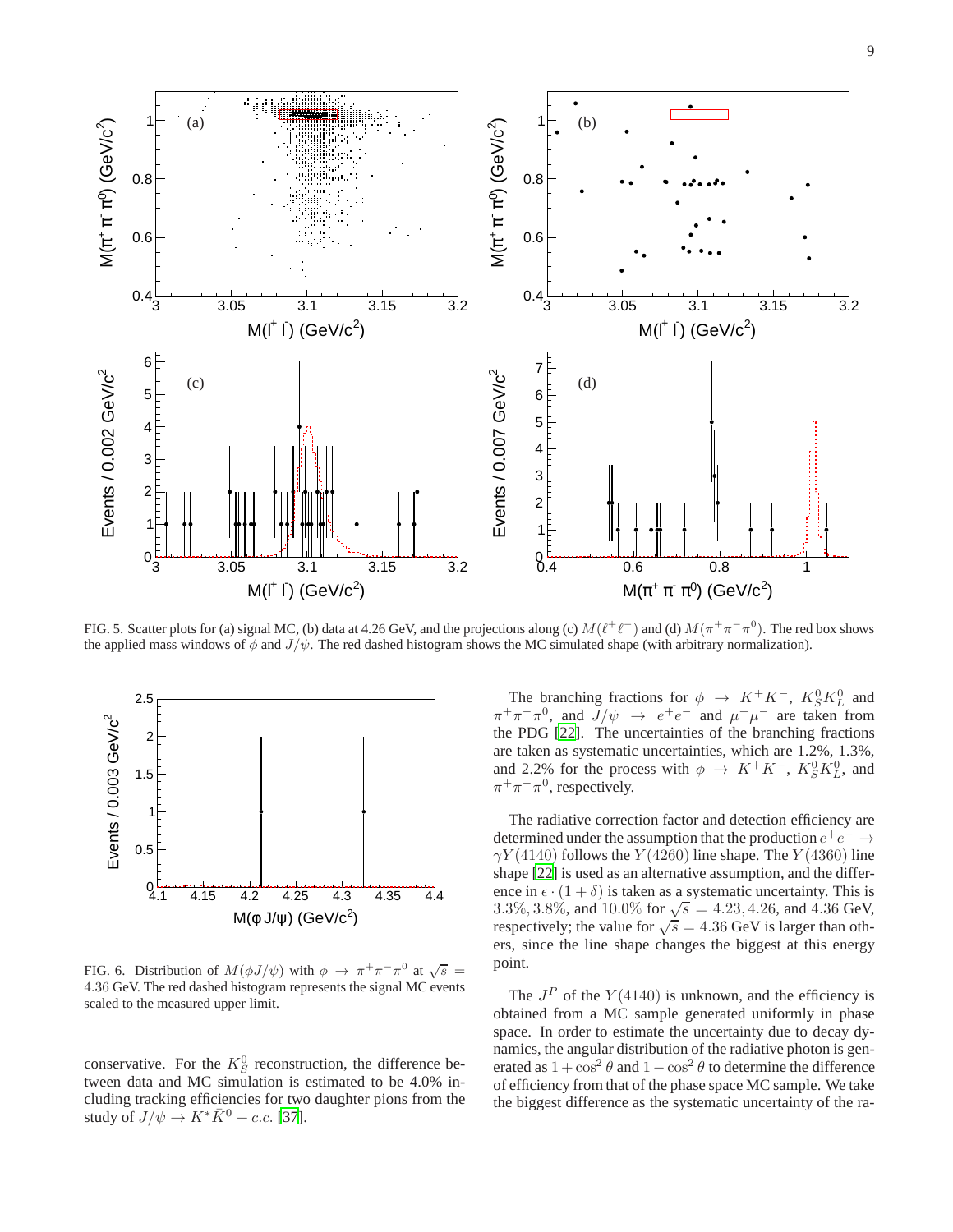FIG. 5. Scatter plots for (a) signal MC, (b) data at 4.26 GeV, and the projections along (c) $M(\ell^+\ell^-)$ and (d) $M(\pi^+\pi^-\pi^0)$. The red box shows the applied mass windows of $\phi$ and $J/\psi$. The red dashed histogram shows the MC simulated shape (with arbitrary normalization).

FIG. 6. Distribution of $M(\phi J/\psi)$ with $\phi \to \pi^+\pi^-\pi^0$ at $\sqrt{s} = 4.36$ GeV. The red dashed histogram represents the signal MC events scaled to the measured upper limit.

conservative. For the $K_S^0$ reconstruction, the difference between data and MC simulation is estimated to be 4.0% including tracking efficiencies for two daughter pions from the study of $J/\psi \to K^*\bar{K}^0 + c.c.$ [37].

The branching fractions for $\phi \to K^+K^-$, $K_S^0K_L^0$ and $\pi^+\pi^-\pi^0$, and $J/\psi \to e^+e^-$ and $\mu^+\mu^-$ are taken from the PDG [22]. The uncertainties of the branching fractions are taken as systematic uncertainties, which are 1.2%, 1.3%, and 2.2% for the process with $\phi \to K^+K^-$, $K_S^0K_L^0$, and $\pi^+\pi^-\pi^0$, respectively.

The radiative correction factor and detection efficiency are determined under the assumption that the production $e^+e^- \to \gamma Y(4140)$ follows the $Y(4260)$ line shape. The $Y(4360)$ line shape [22] is used as an alternative assumption, and the difference in $\epsilon \cdot (1+\delta)$ is taken as a systematic uncertainty. This is 3.3%, 3.8%, and 10.0% for $\sqrt{s} = 4.23, 4.26,$ and $4.36$ GeV, respectively; the value for $\sqrt{s} = 4.36$ GeV is larger than others, since the line shape changes the biggest at this energy point.

The $J^P$ of the $Y(4140)$ is unknown, and the efficiency is obtained from a MC sample generated uniformly in phase space. In order to estimate the uncertainty due to decay dynamics, the angular distribution of the radiative photon is generated as $1+\cos^2\theta$ and $1-\cos^2\theta$ to determine the difference of efficiency from that of the phase space MC sample. We take the biggest difference as the systematic uncertainty of the ra-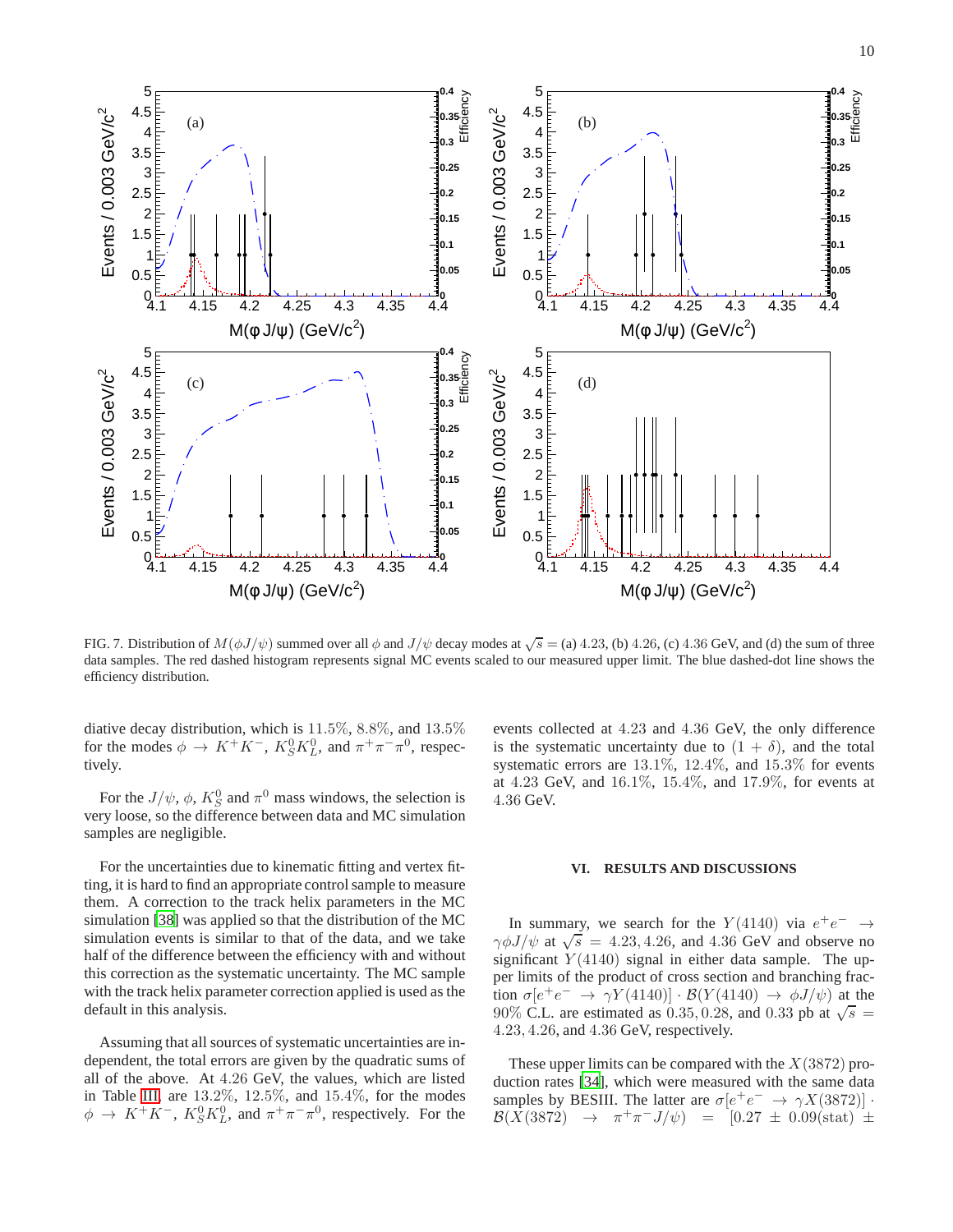FIG. 7. Distribution of $M(\phi J/\psi)$ summed over all $\phi$ and $J/\psi$ decay modes at $\sqrt{s} =$ (a) 4.23, (b) 4.26, (c) 4.36 GeV, and (d) the sum of three data samples. The red dashed histogram represents signal MC events scaled to our measured upper limit. The blue dashed-dot line shows the efficiency distribution.

diative decay distribution, which is 11.5%, 8.8%, and 13.5% for the modes $\phi \to K^+K^-$, $K^0_S K^0_L$, and $\pi^+\pi^-\pi^0$, respectively.

For the $J/\psi$, $\phi$, $K^0_S$ and $\pi^0$ mass windows, the selection is very loose, so the difference between data and MC simulation samples are negligible.

For the uncertainties due to kinematic fitting and vertex fitting, it is hard to find an appropriate control sample to measure them. A correction to the track helix parameters in the MC simulation [38] was applied so that the distribution of the MC simulation events is similar to that of the data, and we take half of the difference between the efficiency with and without this correction as the systematic uncertainty. The MC sample with the track helix parameter correction applied is used as the default in this analysis.

Assuming that all sources of systematic uncertainties are independent, the total errors are given by the quadratic sums of all of the above. At 4.26 GeV, the values, which are listed in Table III, are 13.2%, 12.5%, and 15.4%, for the modes $\phi \to K^+K^-$, $K^0_S K^0_L$, and $\pi^+\pi^-\pi^0$, respectively. For the events collected at 4.23 and 4.36 GeV, the only difference is the systematic uncertainty due to $(1+\delta)$, and the total systematic errors are 13.1%, 12.4%, and 15.3% for events at 4.23 GeV, and 16.1%, 15.4%, and 17.9%, for events at 4.36 GeV.

## VI. RESULTS AND DISCUSSIONS

In summary, we search for the $Y(4140)$ via $e^+e^- \to \gamma\phi J/\psi$ at $\sqrt{s} = 4.23, 4.26$, and 4.36 GeV and observe no significant $Y(4140)$ signal in either data sample. The upper limits of the product of cross section and branching fraction $\sigma[e^+e^- \to \gamma Y(4140)] \cdot \mathcal{B}(Y(4140) \to \phi J/\psi)$ at the 90% C.L. are estimated as 0.35, 0.28, and 0.33 pb at $\sqrt{s} =$ 4.23, 4.26, and 4.36 GeV, respectively.

These upper limits can be compared with the $X(3872)$ production rates [34], which were measured with the same data samples by BESIII. The latter are $\sigma[e^+e^- \to \gamma X(3872)] \cdot \mathcal{B}(X(3872) \to \pi^+\pi^- J/\psi) = [0.27 \pm 0.09(\text{stat}) \pm$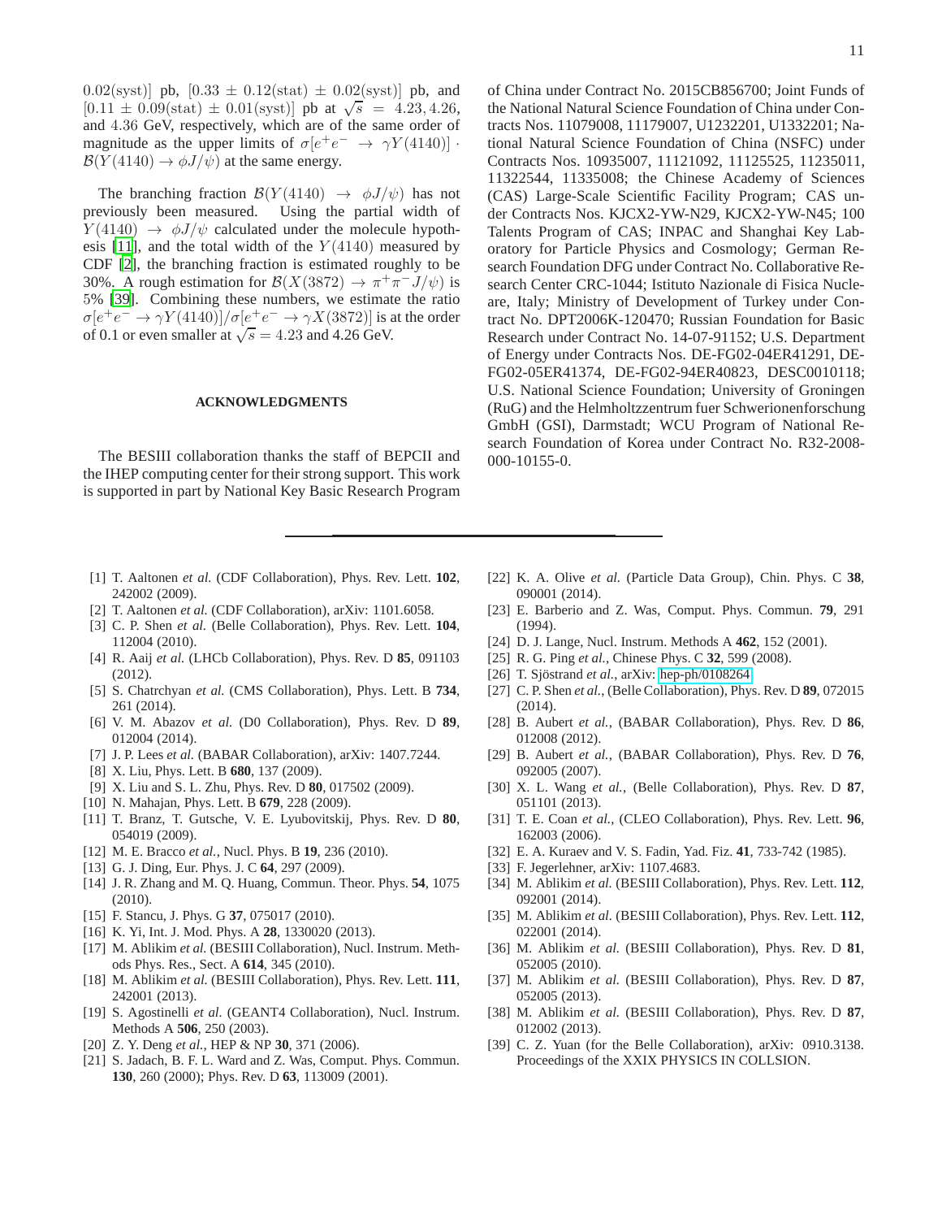0.02(syst)] pb, [0.33 ± 0.12(stat) ± 0.02(syst)] pb, and [0.11 ± 0.09(stat) ± 0.01(syst)] pb at $\sqrt{s}$ = 4.23, 4.26, and 4.36 GeV, respectively, which are of the same order of magnitude as the upper limits of $\sigma[e^+e^- \to \gamma Y(4140)] \cdot \mathcal{B}(Y(4140) \to \phi J/\psi)$ at the same energy.

The branching fraction $\mathcal{B}(Y(4140) \to \phi J/\psi)$ has not previously been measured. Using the partial width of $Y(4140) \to \phi J/\psi$ calculated under the molecule hypothesis [11], and the total width of the $Y(4140)$ measured by CDF [2], the branching fraction is estimated roughly to be 30%. A rough estimation for $\mathcal{B}(X(3872) \to \pi^+\pi^- J/\psi)$ is 5% [39]. Combining these numbers, we estimate the ratio $\sigma[e^+e^- \to \gamma Y(4140)]/\sigma[e^+e^- \to \gamma X(3872)]$ is at the order of 0.1 or even smaller at $\sqrt{s} = 4.23$ and 4.26 GeV.

## ACKNOWLEDGMENTS

The BESIII collaboration thanks the staff of BEPCII and the IHEP computing center for their strong support. This work is supported in part by National Key Basic Research Program of China under Contract No. 2015CB856700; Joint Funds of the National Natural Science Foundation of China under Contracts Nos. 11079008, 11179007, U1232201, U1332201; National Natural Science Foundation of China (NSFC) under Contracts Nos. 10935007, 11121092, 11125525, 11235011, 11322544, 11335008; the Chinese Academy of Sciences (CAS) Large-Scale Scientific Facility Program; CAS under Contracts Nos. KJCX2-YW-N29, KJCX2-YW-N45; 100 Talents Program of CAS; INPAC and Shanghai Key Laboratory for Particle Physics and Cosmology; German Research Foundation DFG under Contract No. Collaborative Research Center CRC-1044; Istituto Nazionale di Fisica Nucleare, Italy; Ministry of Development of Turkey under Contract No. DPT2006K-120470; Russian Foundation for Basic Research under Contract No. 14-07-91152; U.S. Department of Energy under Contracts Nos. DE-FG02-04ER41291, DE-FG02-05ER41374, DE-FG02-94ER40823, DESC0010118; U.S. National Science Foundation; University of Groningen (RuG) and the Helmholtzzentrum fuer Schwerionenforschung GmbH (GSI), Darmstadt; WCU Program of National Research Foundation of Korea under Contract No. R32-2008-000-10155-0.

---

[1] T. Aaltonen *et al.* (CDF Collaboration), Phys. Rev. Lett. **102**, 242002 (2009).
[2] T. Aaltonen *et al.* (CDF Collaboration), arXiv: 1101.6058.
[3] C. P. Shen *et al.* (Belle Collaboration), Phys. Rev. Lett. **104**, 112004 (2010).
[4] R. Aaij *et al.* (LHCb Collaboration), Phys. Rev. D **85**, 091103 (2012).
[5] S. Chatrchyan *et al.* (CMS Collaboration), Phys. Lett. B **734**, 261 (2014).
[6] V. M. Abazov *et al.* (D0 Collaboration), Phys. Rev. D **89**, 012004 (2014).
[7] J. P. Lees *et al.* (BABAR Collaboration), arXiv: 1407.7244.
[8] X. Liu, Phys. Lett. B **680**, 137 (2009).
[9] X. Liu and S. L. Zhu, Phys. Rev. D **80**, 017502 (2009).
[10] N. Mahajan, Phys. Lett. B **679**, 228 (2009).
[11] T. Branz, T. Gutsche, V. E. Lyubovitskij, Phys. Rev. D **80**, 054019 (2009).
[12] M. E. Bracco *et al.*, Nucl. Phys. B **19**, 236 (2010).
[13] G. J. Ding, Eur. Phys. J. C **64**, 297 (2009).
[14] J. R. Zhang and M. Q. Huang, Commun. Theor. Phys. **54**, 1075 (2010).
[15] F. Stancu, J. Phys. G **37**, 075017 (2010).
[16] K. Yi, Int. J. Mod. Phys. A **28**, 1330020 (2013).
[17] M. Ablikim *et al.* (BESIII Collaboration), Nucl. Instrum. Methods Phys. Res., Sect. A **614**, 345 (2010).
[18] M. Ablikim *et al.* (BESIII Collaboration), Phys. Rev. Lett. **111**, 242001 (2013).
[19] S. Agostinelli *et al.* (GEANT4 Collaboration), Nucl. Instrum. Methods A **506**, 250 (2003).
[20] Z. Y. Deng *et al.*, HEP & NP **30**, 371 (2006).
[21] S. Jadach, B. F. L. Ward and Z. Was, Comput. Phys. Commun. **130**, 260 (2000); Phys. Rev. D **63**, 113009 (2001).
[22] K. A. Olive *et al.* (Particle Data Group), Chin. Phys. C **38**, 090001 (2014).
[23] E. Barberio and Z. Was, Comput. Phys. Commun. **79**, 291 (1994).
[24] D. J. Lange, Nucl. Instrum. Methods A **462**, 152 (2001).
[25] R. G. Ping *et al.*, Chinese Phys. C **32**, 599 (2008).
[26] T. Sjöstrand *et al.*, arXiv: hep-ph/0108264.
[27] C. P. Shen *et al.*, (Belle Collaboration), Phys. Rev. D **89**, 072015 (2014).
[28] B. Aubert *et al.*, (BABAR Collaboration), Phys. Rev. D **86**, 012008 (2012).
[29] B. Aubert *et al.*, (BABAR Collaboration), Phys. Rev. D **76**, 092005 (2007).
[30] X. L. Wang *et al.*, (Belle Collaboration), Phys. Rev. D **87**, 051101 (2013).
[31] T. E. Coan *et al.*, (CLEO Collaboration), Phys. Rev. Lett. **96**, 162003 (2006).
[32] E. A. Kuraev and V. S. Fadin, Yad. Fiz. **41**, 733-742 (1985).
[33] F. Jegerlehner, arXiv: 1107.4683.
[34] M. Ablikim *et al.* (BESIII Collaboration), Phys. Rev. Lett. **112**, 092001 (2014).
[35] M. Ablikim *et al.* (BESIII Collaboration), Phys. Rev. Lett. **112**, 022001 (2014).
[36] M. Ablikim *et al.* (BESIII Collaboration), Phys. Rev. D **81**, 052005 (2010).
[37] M. Ablikim *et al.* (BESIII Collaboration), Phys. Rev. D **87**, 052005 (2013).
[38] M. Ablikim *et al.* (BESIII Collaboration), Phys. Rev. D **87**, 012002 (2013).
[39] C. Z. Yuan (for the Belle Collaboration), arXiv: 0910.3138. Proceedings of the XXIX PHYSICS IN COLLSION.